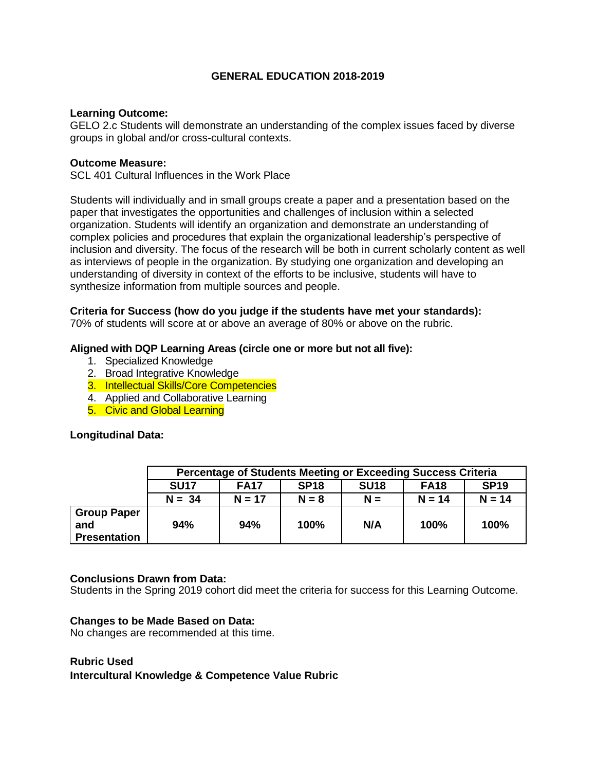# GENERAL EDUCATION 2018-2019

**Learning Outcome:**
GELO 2.c Students will demonstrate an understanding of the complex issues faced by diverse groups in global and/or cross-cultural contexts.

**Outcome Measure:**
SCL 401 Cultural Influences in the Work Place

Students will individually and in small groups create a paper and a presentation based on the paper that investigates the opportunities and challenges of inclusion within a selected organization. Students will identify an organization and demonstrate an understanding of complex policies and procedures that explain the organizational leadership's perspective of inclusion and diversity. The focus of the research will be both in current scholarly content as well as interviews of people in the organization. By studying one organization and developing an understanding of diversity in context of the efforts to be inclusive, students will have to synthesize information from multiple sources and people.

**Criteria for Success (how do you judge if the students have met your standards):**
70% of students will score at or above an average of 80% or above on the rubric.

**Aligned with DQP Learning Areas (circle one or more but not all five):**

1. Specialized Knowledge
2. Broad Integrative Knowledge
3. Intellectual Skills/Core Competencies
4. Applied and Collaborative Learning
5. Civic and Global Learning

**Longitudinal Data:**

| | Percentage of Students Meeting or Exceeding Success Criteria | | | | | |
|---|---|---|---|---|---|---|
| | **SU17** | **FA17** | **SP18** | **SU18** | **FA18** | **SP19** |
| | **N = 34** | **N = 17** | **N = 8** | **N =** | **N = 14** | **N = 14** |
| **Group Paper and Presentation** | **94%** | **94%** | **100%** | **N/A** | **100%** | **100%** |

**Conclusions Drawn from Data:**
Students in the Spring 2019 cohort did meet the criteria for success for this Learning Outcome.

**Changes to be Made Based on Data:**
No changes are recommended at this time.

**Rubric Used**
**Intercultural Knowledge & Competence Value Rubric**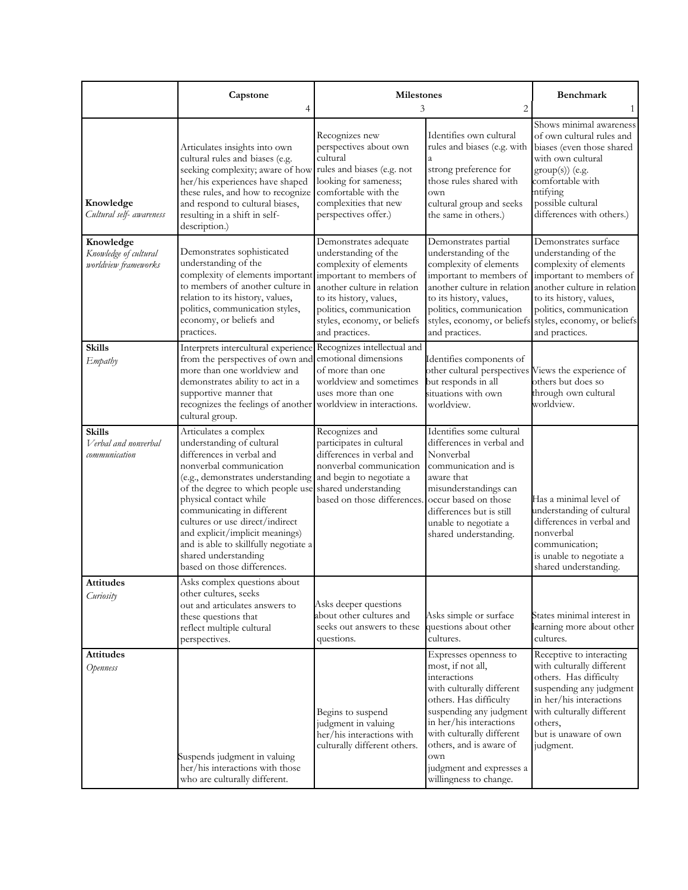| | Capstone 4 | Milestones 3 | 2 | Benchmark 1 |
|---|---|---|---|---|
| **Knowledge** *Cultural self- awareness* | Articulates insights into own cultural rules and biases (e.g. seeking complexity; aware of how her/his experiences have shaped these rules, and how to recognize and respond to cultural biases, resulting in a shift in self-description.) | Recognizes new perspectives about own cultural rules and biases (e.g. not looking for sameness; comfortable with the complexities that new perspectives offer.) | Identifies own cultural rules and biases (e.g. with a strong preference for those rules shared with own cultural group and seeks the same in others.) | Shows minimal awareness of own cultural rules and biases (even those shared with own cultural group(s)) (e.g. comfortable with ntifying possible cultural differences with others.) |
| **Knowledge** *Knowledge of cultural worldview frameworks* | Demonstrates sophisticated understanding of the complexity of elements important to members of another culture in relation to its history, values, politics, communication styles, economy, or beliefs and practices. | Demonstrates adequate understanding of the complexity of elements important to members of another culture in relation to its history, values, politics, communication styles, economy, or beliefs and practices. | Demonstrates partial understanding of the complexity of elements important to members of another culture in relation to its history, values, politics, communication styles, economy, or beliefs and practices. | Demonstrates surface understanding of the complexity of elements important to members of another culture in relation to its history, values, politics, communication styles, economy, or beliefs and practices. |
| **Skills** *Empathy* | Interprets intercultural experience from the perspectives of own and more than one worldview and demonstrates ability to act in a supportive manner that recognizes the feelings of another cultural group. | Recognizes intellectual and emotional dimensions of more than one worldview and sometimes uses more than one worldview in interactions. | Identifies components of other cultural perspectives but responds in all situations with own worldview. | Views the experience of others but does so through own cultural worldview. |
| **Skills** *Verbal and nonverbal communication* | Articulates a complex understanding of cultural differences in verbal and nonverbal communication (e.g., demonstrates understanding of the degree to which people use physical contact while communicating in different cultures or use direct/indirect and explicit/implicit meanings) and is able to skillfully negotiate a shared understanding based on those differences. | Recognizes and participates in cultural differences in verbal and nonverbal communication and begin to negotiate a shared understanding based on those differences. | Identifies some cultural differences in verbal and Nonverbal communication and is aware that misunderstandings can occur based on those differences but is still unable to negotiate a shared understanding. | Has a minimal level of understanding of cultural differences in verbal and nonverbal communication; is unable to negotiate a shared understanding. |
| **Attitudes** *Curiosity* | Asks complex questions about other cultures, seeks out and articulates answers to these questions that reflect multiple cultural perspectives. | Asks deeper questions about other cultures and seeks out answers to these questions. | Asks simple or surface questions about other cultures. | States minimal interest in learning more about other cultures. |
| **Attitudes** *Openness* | Suspends judgment in valuing her/his interactions with those who are culturally different. | Begins to suspend judgment in valuing her/his interactions with culturally different others. | Expresses openness to most, if not all, interactions with culturally different others. Has difficulty suspending any judgment in her/his interactions with culturally different others, and is aware of own judgment and expresses a willingness to change. | Receptive to interacting with culturally different others. Has difficulty suspending any judgment in her/his interactions with culturally different others, but is unaware of own judgment. |